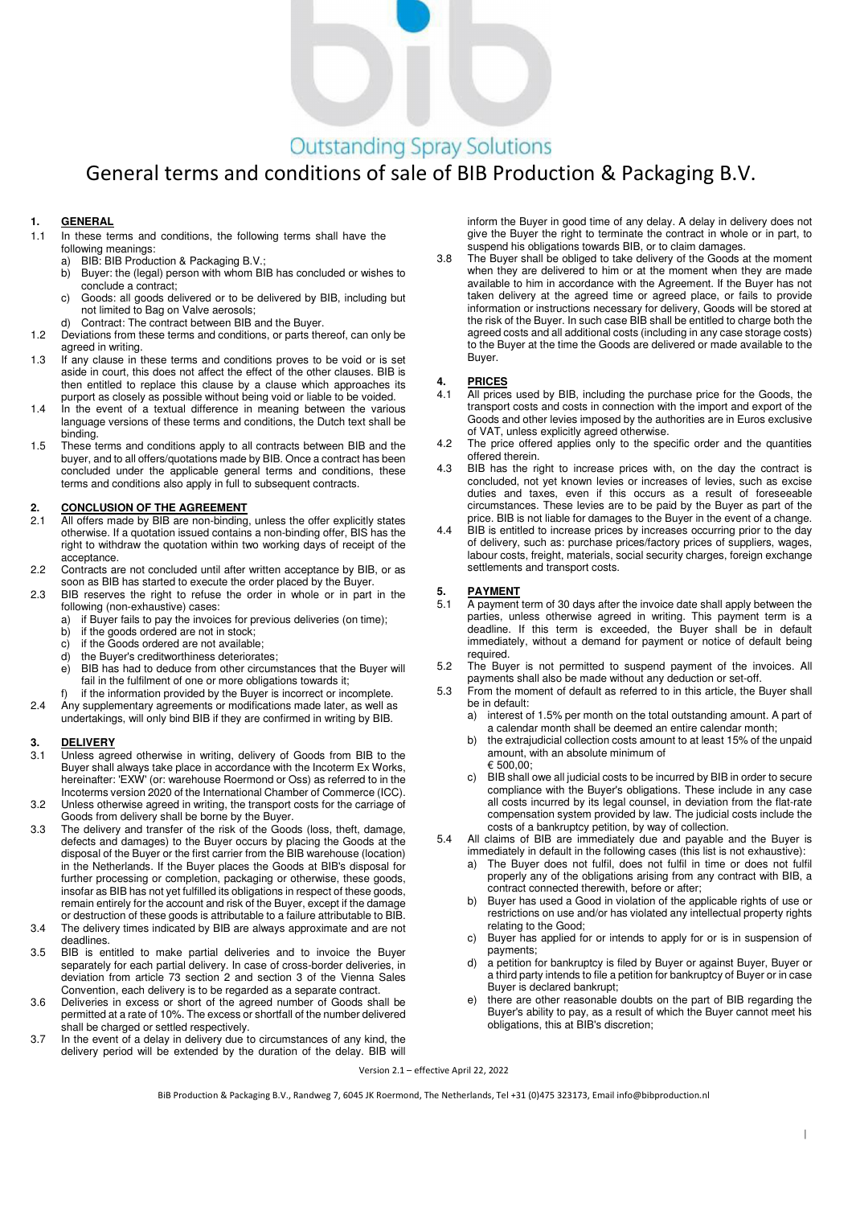Outstanding Spray Solutions

# General terms and conditions of sale of BIB Production & Packaging B.V.

## 1. GENERAL

1.1 In these terms and conditions, the following terms shall have the following meanings:
   a) BIB: BIB Production & Packaging B.V.;
   b) Buyer: the (legal) person with whom BIB has concluded or wishes to conclude a contract;
   c) Goods: all goods delivered or to be delivered by BIB, including but not limited to Bag on Valve aerosols;
   d) Contract: The contract between BIB and the Buyer.

1.2 Deviations from these terms and conditions, or parts thereof, can only be agreed in writing.

1.3 If any clause in these terms and conditions proves to be void or is set aside in court, this does not affect the effect of the other clauses. BIB is then entitled to replace this clause by a clause which approaches its purport as closely as possible without being void or liable to be voided.

1.4 In the event of a textual difference in meaning between the various language versions of these terms and conditions, the Dutch text shall be binding.

1.5 These terms and conditions apply to all contracts between BIB and the buyer, and to all offers/quotations made by BIB. Once a contract has been concluded under the applicable general terms and conditions, these terms and conditions also apply in full to subsequent contracts.

## 2. CONCLUSION OF THE AGREEMENT

2.1 All offers made by BIB are non-binding, unless the offer explicitly states otherwise. If a quotation issued contains a non-binding offer, BIS has the right to withdraw the quotation within two working days of receipt of the acceptance.

2.2 Contracts are not concluded until after written acceptance by BIB, or as soon as BIB has started to execute the order placed by the Buyer.

2.3 BIB reserves the right to refuse the order in whole or in part in the following (non-exhaustive) cases:
   a) if Buyer fails to pay the invoices for previous deliveries (on time);
   b) if the goods ordered are not in stock;
   c) if the Goods ordered are not available;
   d) the Buyer's creditworthiness deteriorates;
   e) BIB has had to deduce from other circumstances that the Buyer will fail in the fulfilment of one or more obligations towards it;
   f) if the information provided by the Buyer is incorrect or incomplete.

2.4 Any supplementary agreements or modifications made later, as well as undertakings, will only bind BIB if they are confirmed in writing by BIB.

## 3. DELIVERY

3.1 Unless agreed otherwise in writing, delivery of Goods from BIB to the Buyer shall always take place in accordance with the Incoterm Ex Works, hereinafter: 'EXW' (or: warehouse Roermond or Oss) as referred to in the Incoterms version 2020 of the International Chamber of Commerce (ICC).

3.2 Unless otherwise agreed in writing, the transport costs for the carriage of Goods from delivery shall be borne by the Buyer.

3.3 The delivery and transfer of the risk of the Goods (loss, theft, damage, defects and damages) to the Buyer occurs by placing the Goods at the disposal of the Buyer or the first carrier from the BIB warehouse (location) in the Netherlands. If the Buyer places the Goods at BIB's disposal for further processing or completion, packaging or otherwise, these goods, insofar as BIB has not yet fulfilled its obligations in respect of these goods, remain entirely for the account and risk of the Buyer, except if the damage or destruction of these goods is attributable to a failure attributable to BIB.

3.4 The delivery times indicated by BIB are always approximate and are not deadlines.

3.5 BIB is entitled to make partial deliveries and to invoice the Buyer separately for each partial delivery. In case of cross-border deliveries, in deviation from article 73 section 2 and section 3 of the Vienna Sales Convention, each delivery is to be regarded as a separate contract.

3.6 Deliveries in excess or short of the agreed number of Goods shall be permitted at a rate of 10%. The excess or shortfall of the number delivered shall be charged or settled respectively.

3.7 In the event of a delay in delivery due to circumstances of any kind, the delivery period will be extended by the duration of the delay. BIB will inform the Buyer in good time of any delay. A delay in delivery does not give the Buyer the right to terminate the contract in whole or in part, to suspend his obligations towards BIB, or to claim damages.

3.8 The Buyer shall be obliged to take delivery of the Goods at the moment when they are delivered to him or at the moment when they are made available to him in accordance with the Agreement. If the Buyer has not taken delivery at the agreed time or agreed place, or fails to provide information or instructions necessary for delivery, Goods will be stored at the risk of the Buyer. In such case BIB shall be entitled to charge both the agreed costs and all additional costs (including in any case storage costs) to the Buyer at the time the Goods are delivered or made available to the Buyer.

## 4. PRICES

4.1 All prices used by BIB, including the purchase price for the Goods, the transport costs and costs in connection with the import and export of the Goods and other levies imposed by the authorities are in Euros exclusive of VAT, unless explicitly agreed otherwise.

4.2 The price offered applies only to the specific order and the quantities offered therein.

4.3 BIB has the right to increase prices with, on the day the contract is concluded, not yet known levies or increases of levies, such as excise duties and taxes, even if this occurs as a result of foreseeable circumstances. These levies are to be paid by the Buyer as part of the price. BIB is not liable for damages to the Buyer in the event of a change.

4.4 BIB is entitled to increase prices by increases occurring prior to the day of delivery, such as: purchase prices/factory prices of suppliers, wages, labour costs, freight, materials, social security charges, foreign exchange settlements and transport costs.

## 5. PAYMENT

5.1 A payment term of 30 days after the invoice date shall apply between the parties, unless otherwise agreed in writing. This payment term is a deadline. If this term is exceeded, the Buyer shall be in default immediately, without a demand for payment or notice of default being required.

5.2 The Buyer is not permitted to suspend payment of the invoices. All payments shall also be made without any deduction or set-off.

5.3 From the moment of default as referred to in this article, the Buyer shall be in default:
   a) interest of 1.5% per month on the total outstanding amount. A part of a calendar month shall be deemed an entire calendar month;
   b) the extrajudicial collection costs amount to at least 15% of the unpaid amount, with an absolute minimum of € 500,00;
   c) BIB shall owe all judicial costs to be incurred by BIB in order to secure compliance with the Buyer's obligations. These include in any case all costs incurred by its legal counsel, in deviation from the flat-rate compensation system provided by law. The judicial costs include the costs of a bankruptcy petition, by way of collection.

5.4 All claims of BIB are immediately due and payable and the Buyer is immediately in default in the following cases (this list is not exhaustive):
   a) The Buyer does not fulfil, does not fulfil in time or does not fulfil properly any of the obligations arising from any contract with BIB, a contract connected therewith, before or after;
   b) Buyer has used a Good in violation of the applicable rights of use or restrictions on use and/or has violated any intellectual property rights relating to the Good;
   c) Buyer has applied for or intends to apply for or is in suspension of payments;
   d) a petition for bankruptcy is filed by Buyer or against Buyer, Buyer or a third party intends to file a petition for bankruptcy of Buyer or in case Buyer is declared bankrupt;
   e) there are other reasonable doubts on the part of BIB regarding the Buyer's ability to pay, as a result of which the Buyer cannot meet his obligations, this at BIB's discretion;

Version 2.1 – effective April 22, 2022

BiB Production & Packaging B.V., Randweg 7, 6045 JK Roermond, The Netherlands, Tel +31 (0)475 323173, Email info@bibproduction.nl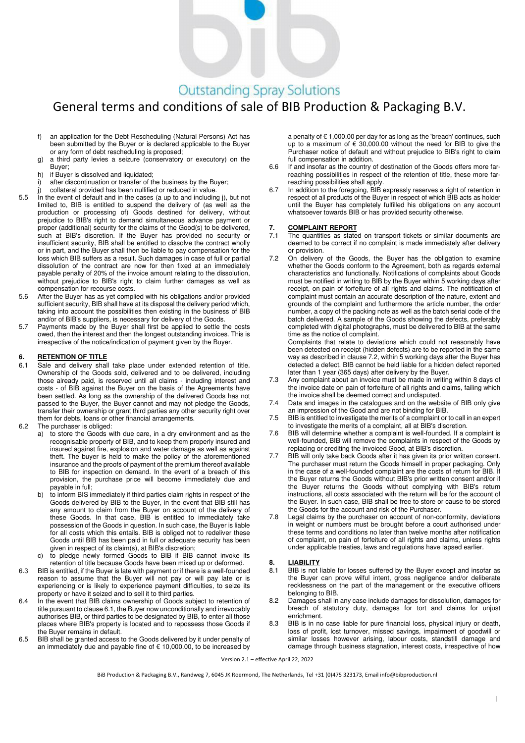f) an application for the Debt Rescheduling (Natural Persons) Act has been submitted by the Buyer or is declared applicable to the Buyer or any form of debt rescheduling is proposed;
g) a third party levies a seizure (conservatory or executory) on the Buyer;
h) if Buyer is dissolved and liquidated;
i) after discontinuation or transfer of the business by the Buyer;
j) collateral provided has been nullified or reduced in value.

5.5 In the event of default and in the cases (a up to and including j), but not limited to, BIB is entitled to suspend the delivery of (as well as the production or processing of) Goods destined for delivery, without prejudice to BIB's right to demand simultaneous advance payment or proper (additional) security for the claims of the Good(s) to be delivered, such at BIB's discretion. If the Buyer has provided no security or insufficient security, BIB shall be entitled to dissolve the contract wholly or in part, and the Buyer shall then be liable to pay compensation for the loss which BIB suffers as a result. Such damages in case of full or partial dissolution of the contract are now for then fixed at an immediately payable penalty of 20% of the invoice amount relating to the dissolution, without prejudice to BIB's right to claim further damages as well as compensation for recourse costs.

5.6 After the Buyer has as yet complied with his obligations and/or provided sufficient security, BIB shall have at its disposal the delivery period which, taking into account the possibilities then existing in the business of BIB and/or of BIB's suppliers, is necessary for delivery of the Goods.

5.7 Payments made by the Buyer shall first be applied to settle the costs owed, then the interest and then the longest outstanding invoices. This is irrespective of the notice/indication of payment given by the Buyer.

## 6. RETENTION OF TITLE

6.1 Sale and delivery shall take place under extended retention of title. Ownership of the Goods sold, delivered and to be delivered, including those already paid, is reserved until all claims - including interest and costs - of BIB against the Buyer on the basis of the Agreements have been settled. As long as the ownership of the delivered Goods has not passed to the Buyer, the Buyer cannot and may not pledge the Goods, transfer their ownership or grant third parties any other security right over them for debts, loans or other financial arrangements.

6.2 The purchaser is obliged:
a) to store the Goods with due care, in a dry environment and as the recognisable property of BIB, and to keep them properly insured and insured against fire, explosion and water damage as well as against theft. The buyer is held to make the policy of the aforementioned insurance and the proofs of payment of the premium thereof available to BIB for inspection on demand. In the event of a breach of this provision, the purchase price will become immediately due and payable in full;
b) to inform BIS immediately if third parties claim rights in respect of the Goods delivered by BIB to the Buyer, in the event that BIB still has any amount to claim from the Buyer on account of the delivery of these Goods. In that case, BIB is entitled to immediately take possession of the Goods in question. In such case, the Buyer is liable for all costs which this entails. BIB is obliged not to redeliver these Goods until BIB has been paid in full or adequate security has been given in respect of its claim(s), at BIB's discretion;
c) to pledge newly formed Goods to BIB if BIB cannot invoke its retention of title because Goods have been mixed up or deformed.

6.3 BIB is entitled, if the Buyer is late with payment or if there is a well-founded reason to assume that the Buyer will not pay or will pay late or is experiencing or is likely to experience payment difficulties, to seize its property or have it seized and to sell it to third parties.

6.4 In the event that BIB claims ownership of Goods subject to retention of title pursuant to clause 6.1, the Buyer now unconditionally and irrevocably authorises BIB, or third parties to be designated by BIB, to enter all those places where BIB's property is located and to repossess those Goods if the Buyer remains in default.

6.5 BIB shall be granted access to the Goods delivered by it under penalty of an immediately due and payable fine of € 10,000.00, to be increased by a penalty of € 1,000.00 per day for as long as the 'breach' continues, such up to a maximum of € 30,000.00 without the need for BIB to give the Purchaser notice of default and without prejudice to BIB's right to claim full compensation in addition.

6.6 If and insofar as the country of destination of the Goods offers more far-reaching possibilities in respect of the retention of title, these more far-reaching possibilities shall apply.

6.7 In addition to the foregoing, BIB expressly reserves a right of retention in respect of all products of the Buyer in respect of which BIB acts as holder until the Buyer has completely fulfilled his obligations on any account whatsoever towards BIB or has provided security otherwise.

## 7. COMPLAINT REPORT

7.1 The quantities as stated on transport tickets or similar documents are deemed to be correct if no complaint is made immediately after delivery or provision.

7.2 On delivery of the Goods, the Buyer has the obligation to examine whether the Goods conform to the Agreement, both as regards external characteristics and functionally. Notifications of complaints about Goods must be notified in writing to BIB by the Buyer within 5 working days after receipt, on pain of forfeiture of all rights and claims. The notification of complaint must contain an accurate description of the nature, extent and grounds of the complaint and furthermore the article number, the order number, a copy of the packing note as well as the batch serial code of the batch delivered. A sample of the Goods showing the defects, preferably completed with digital photographs, must be delivered to BIB at the same time as the notice of complaint.

Complaints that relate to deviations which could not reasonably have been detected on receipt (hidden defects) are to be reported in the same way as described in clause 7.2, within 5 working days after the Buyer has detected a defect. BIB cannot be held liable for a hidden defect reported later than 1 year (365 days) after delivery by the Buyer.

7.3 Any complaint about an invoice must be made in writing within 8 days of the invoice date on pain of forfeiture of all rights and claims, failing which the invoice shall be deemed correct and undisputed.

7.4 Data and images in the catalogues and on the website of BIB only give an impression of the Good and are not binding for BIB.

7.5 BIB is entitled to investigate the merits of a complaint or to call in an expert to investigate the merits of a complaint, all at BIB's discretion.

7.6 BIB will determine whether a complaint is well-founded. If a complaint is well-founded, BIB will remove the complaints in respect of the Goods by replacing or crediting the invoiced Good, at BIB's discretion.

7.7 BIB will only take back Goods after it has given its prior written consent. The purchaser must return the Goods himself in proper packaging. Only in the case of a well-founded complaint are the costs of return for BIB. If the Buyer returns the Goods without BIB's prior written consent and/or if the Buyer returns the Goods without complying with BIB's return instructions, all costs associated with the return will be for the account of the Buyer. In such case, BIB shall be free to store or cause to be stored the Goods for the account and risk of the Purchaser.

7.8 Legal claims by the purchaser on account of non-conformity, deviations in weight or numbers must be brought before a court authorised under these terms and conditions no later than twelve months after notification of complaint, on pain of forfeiture of all rights and claims, unless rights under applicable treaties, laws and regulations have lapsed earlier.

## 8. LIABILITY

8.1 BIB is not liable for losses suffered by the Buyer except and insofar as the Buyer can prove wilful intent, gross negligence and/or deliberate recklessness on the part of the management or the executive officers belonging to BIB.

8.2 Damages shall in any case include damages for dissolution, damages for breach of statutory duty, damages for tort and claims for unjust enrichment.

8.3 BIB is in no case liable for pure financial loss, physical injury or death, loss of profit, lost turnover, missed savings, impairment of goodwill or similar losses however arising, labour costs, standstill damage and damage through business stagnation, interest costs, irrespective of how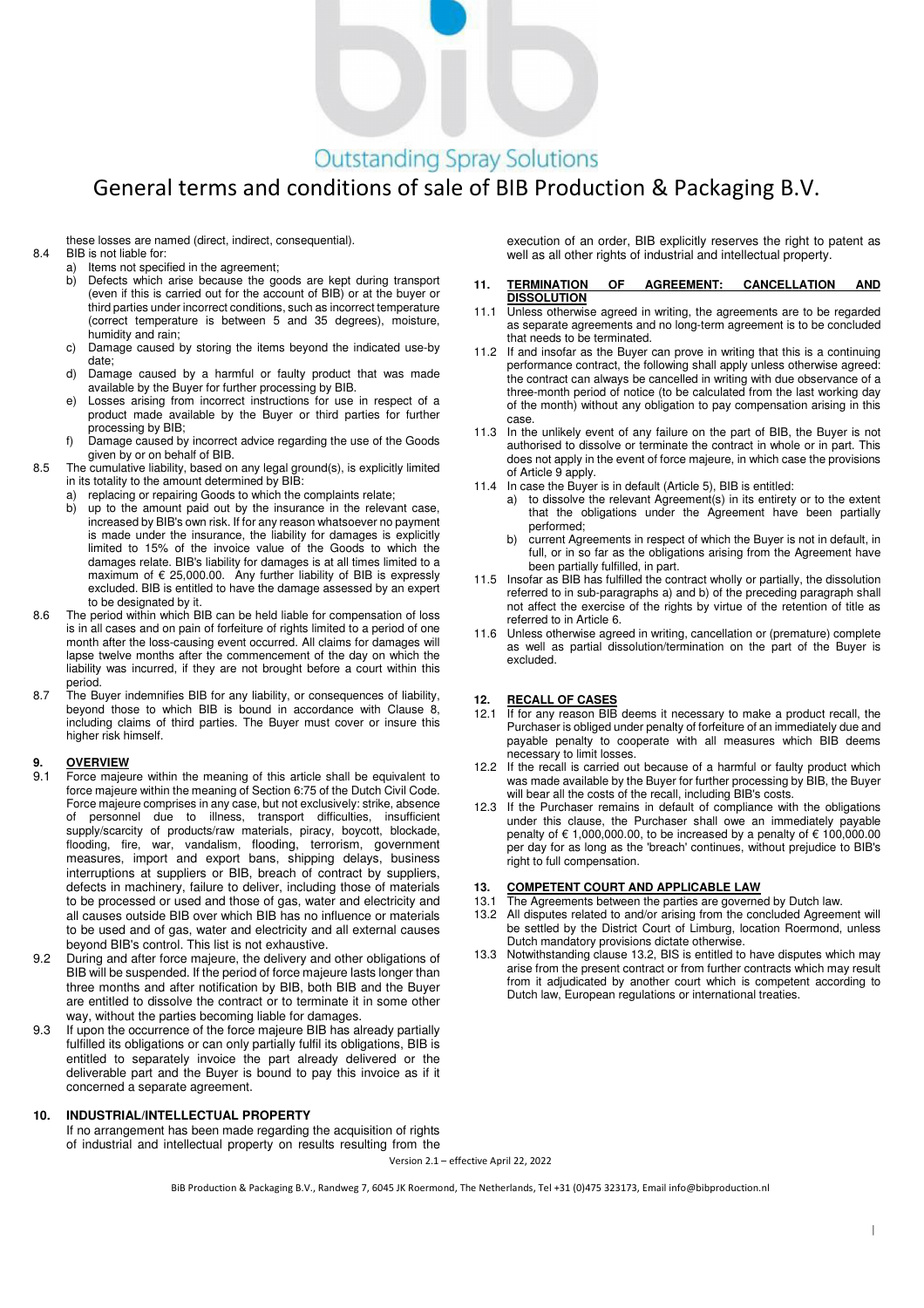these losses are named (direct, indirect, consequential).

8.4 BIB is not liable for:
   a) Items not specified in the agreement;
   b) Defects which arise because the goods are kept during transport (even if this is carried out for the account of BIB) or at the buyer or third parties under incorrect conditions, such as incorrect temperature (correct temperature is between 5 and 35 degrees), moisture, humidity and rain;
   c) Damage caused by storing the items beyond the indicated use-by date;
   d) Damage caused by a harmful or faulty product that was made available by the Buyer for further processing by BIB.
   e) Losses arising from incorrect instructions for use in respect of a product made available by the Buyer or third parties for further processing by BIB;
   f) Damage caused by incorrect advice regarding the use of the Goods given by or on behalf of BIB.

8.5 The cumulative liability, based on any legal ground(s), is explicitly limited in its totality to the amount determined by BIB:
   a) replacing or repairing Goods to which the complaints relate;
   b) up to the amount paid out by the insurance in the relevant case, increased by BIB's own risk. If for any reason whatsoever no payment is made under the insurance, the liability for damages is explicitly limited to 15% of the invoice value of the Goods to which the damages relate. BIB's liability for damages is at all times limited to a maximum of € 25,000.00. Any further liability of BIB is expressly excluded. BIB is entitled to have the damage assessed by an expert to be designated by it.

8.6 The period within which BIB can be held liable for compensation of loss is in all cases and on pain of forfeiture of rights limited to a period of one month after the loss-causing event occurred. All claims for damages will lapse twelve months after the commencement of the day on which the liability was incurred, if they are not brought before a court within this period.

8.7 The Buyer indemnifies BIB for any liability, or consequences of liability, beyond those to which BIB is bound in accordance with Clause 8, including claims of third parties. The Buyer must cover or insure this higher risk himself.

## 9. OVERVIEW

9.1 Force majeure within the meaning of this article shall be equivalent to force majeure within the meaning of Section 6:75 of the Dutch Civil Code. Force majeure comprises in any case, but not exclusively: strike, absence of personnel due to illness, transport difficulties, insufficient supply/scarcity of products/raw materials, piracy, boycott, blockade, flooding, fire, war, vandalism, flooding, terrorism, government measures, import and export bans, shipping delays, business interruptions at suppliers or BIB, breach of contract by suppliers, defects in machinery, failure to deliver, including those of materials to be processed or used and those of gas, water and electricity and all causes outside BIB over which BIB has no influence or materials to be used and of gas, water and electricity and all external causes beyond BIB's control. This list is not exhaustive.

9.2 During and after force majeure, the delivery and other obligations of BIB will be suspended. If the period of force majeure lasts longer than three months and after notification by BIB, both BIB and the Buyer are entitled to dissolve the contract or to terminate it in some other way, without the parties becoming liable for damages.

9.3 If upon the occurrence of the force majeure BIB has already partially fulfilled its obligations or can only partially fulfil its obligations, BIB is entitled to separately invoice the part already delivered or the deliverable part and the Buyer is bound to pay this invoice as if it concerned a separate agreement.

## 10. INDUSTRIAL/INTELLECTUAL PROPERTY

If no arrangement has been made regarding the acquisition of rights of industrial and intellectual property on results resulting from the execution of an order, BIB explicitly reserves the right to patent as well as all other rights of industrial and intellectual property.

## 11. TERMINATION OF AGREEMENT: CANCELLATION AND DISSOLUTION

11.1 Unless otherwise agreed in writing, the agreements are to be regarded as separate agreements and no long-term agreement is to be concluded that needs to be terminated.

11.2 If and insofar as the Buyer can prove in writing that this is a continuing performance contract, the following shall apply unless otherwise agreed: the contract can always be cancelled in writing with due observance of a three-month period of notice (to be calculated from the last working day of the month) without any obligation to pay compensation arising in this case.

11.3 In the unlikely event of any failure on the part of BIB, the Buyer is not authorised to dissolve or terminate the contract in whole or in part. This does not apply in the event of force majeure, in which case the provisions of Article 9 apply.

11.4 In case the Buyer is in default (Article 5), BIB is entitled:
   a) to dissolve the relevant Agreement(s) in its entirety or to the extent that the obligations under the Agreement have been partially performed;
   b) current Agreements in respect of which the Buyer is not in default, in full, or in so far as the obligations arising from the Agreement have been partially fulfilled, in part.

11.5 Insofar as BIB has fulfilled the contract wholly or partially, the dissolution referred to in sub-paragraphs a) and b) of the preceding paragraph shall not affect the exercise of the rights by virtue of the retention of title as referred to in Article 6.

11.6 Unless otherwise agreed in writing, cancellation or (premature) complete as well as partial dissolution/termination on the part of the Buyer is excluded.

## 12. RECALL OF CASES

12.1 If for any reason BIB deems it necessary to make a product recall, the Purchaser is obliged under penalty of forfeiture of an immediately due and payable penalty to cooperate with all measures which BIB deems necessary to limit losses.

12.2 If the recall is carried out because of a harmful or faulty product which was made available by the Buyer for further processing by BIB, the Buyer will bear all the costs of the recall, including BIB's costs.

12.3 If the Purchaser remains in default of compliance with the obligations under this clause, the Purchaser shall owe an immediately payable penalty of € 1,000,000.00, to be increased by a penalty of € 100,000.00 per day for as long as the 'breach' continues, without prejudice to BIB's right to full compensation.

## 13. COMPETENT COURT AND APPLICABLE LAW

13.1 The Agreements between the parties are governed by Dutch law.

13.2 All disputes related to and/or arising from the concluded Agreement will be settled by the District Court of Limburg, location Roermond, unless Dutch mandatory provisions dictate otherwise.

13.3 Notwithstanding clause 13.2, BIS is entitled to have disputes which may arise from the present contract or from further contracts which may result from it adjudicated by another court which is competent according to Dutch law, European regulations or international treaties.